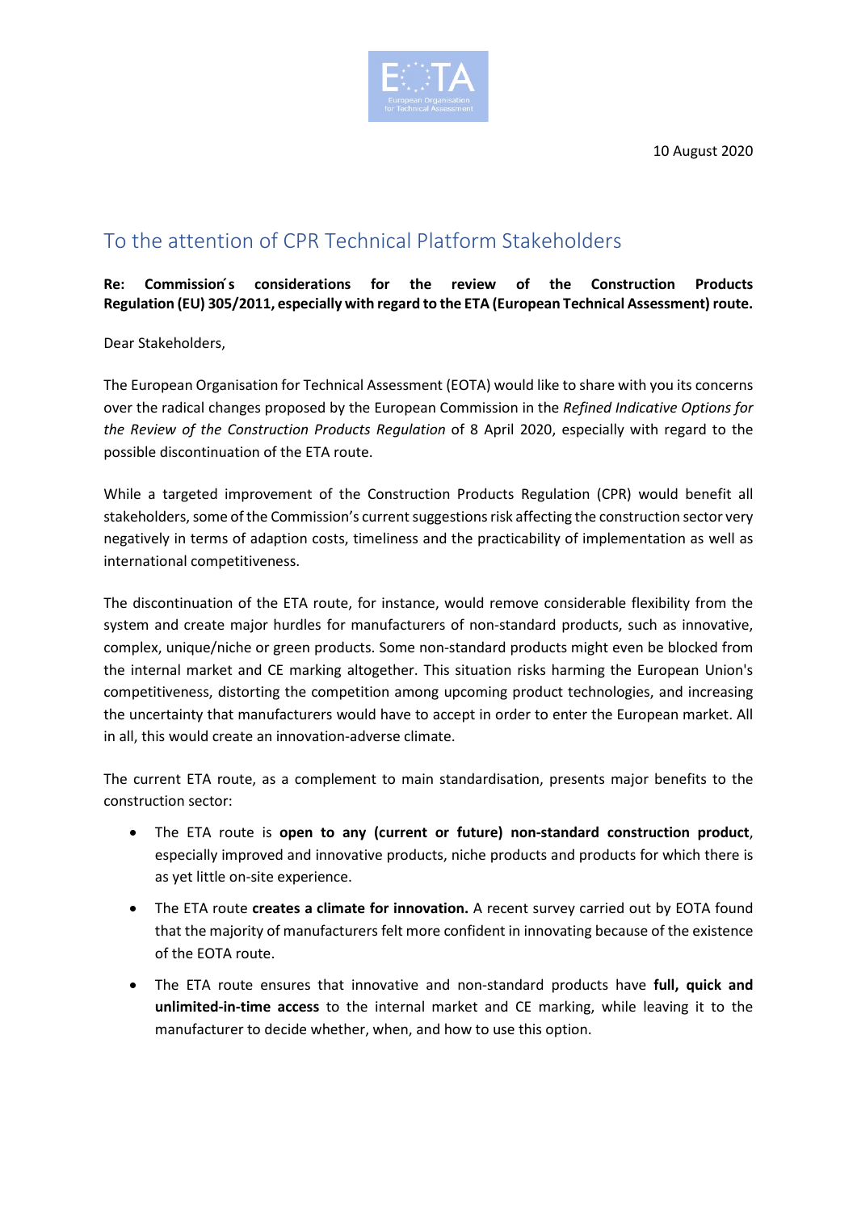10 August 2020

# To the attention of CPR Technical Platform Stakeholders

**Re: Commission´s considerations for the review of the Construction Products Regulation (EU) 305/2011, especially with regard to the ETA (European Technical Assessment) route.**

Dear Stakeholders,

The European Organisation for Technical Assessment (EOTA) would like to share with you its concerns over the radical changes proposed by the European Commission in the *Refined Indicative Options for the Review of the Construction Products Regulation* of 8 April 2020, especially with regard to the possible discontinuation of the ETA route.

While a targeted improvement of the Construction Products Regulation (CPR) would benefit all stakeholders, some of the Commission's current suggestions risk affecting the construction sector very negatively in terms of adaption costs, timeliness and the practicability of implementation as well as international competitiveness.

The discontinuation of the ETA route, for instance, would remove considerable flexibility from the system and create major hurdles for manufacturers of non-standard products, such as innovative, complex, unique/niche or green products. Some non-standard products might even be blocked from the internal market and CE marking altogether. This situation risks harming the European Union's competitiveness, distorting the competition among upcoming product technologies, and increasing the uncertainty that manufacturers would have to accept in order to enter the European market. All in all, this would create an innovation-adverse climate.

The current ETA route, as a complement to main standardisation, presents major benefits to the construction sector:

- The ETA route is **open to any (current or future) non-standard construction product**, especially improved and innovative products, niche products and products for which there is as yet little on-site experience.
- The ETA route **creates a climate for innovation.** A recent survey carried out by EOTA found that the majority of manufacturers felt more confident in innovating because of the existence of the EOTA route.
- The ETA route ensures that innovative and non-standard products have **full, quick and unlimited-in-time access** to the internal market and CE marking, while leaving it to the manufacturer to decide whether, when, and how to use this option.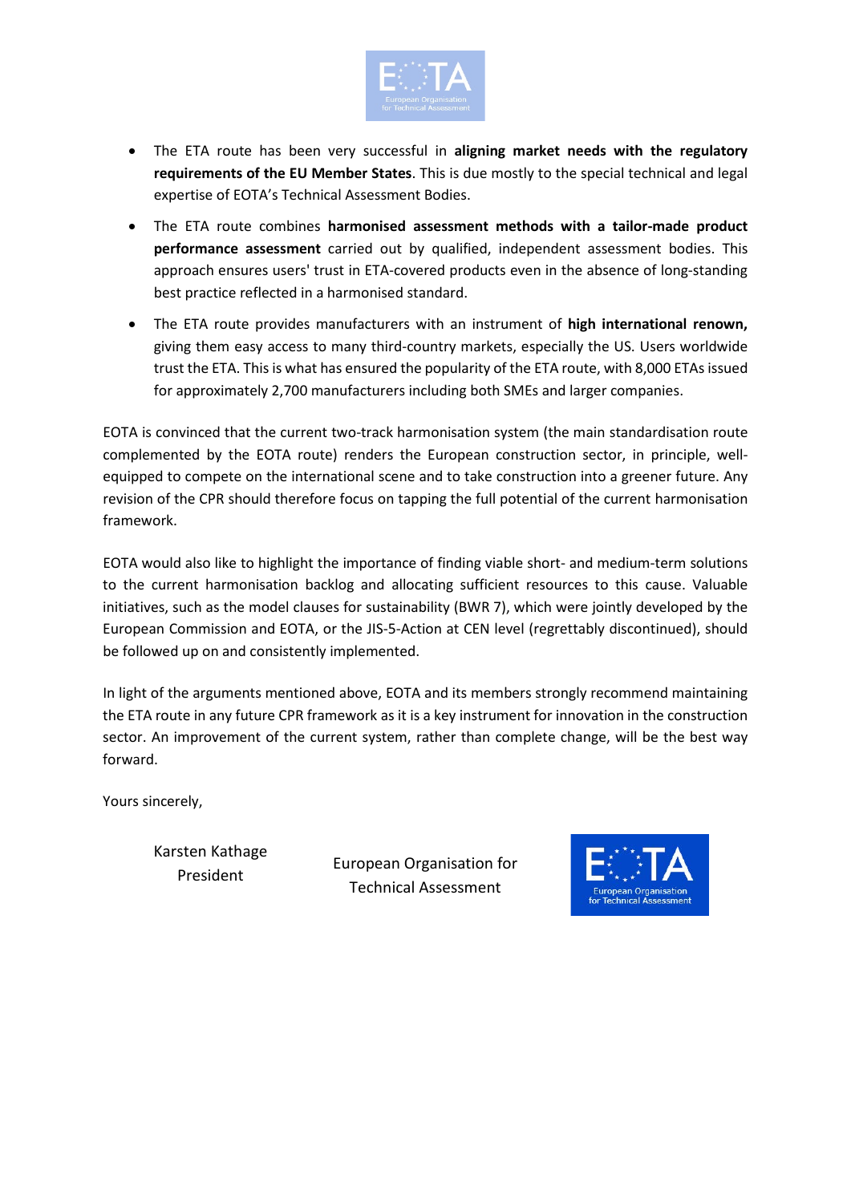- The ETA route has been very successful in **aligning market needs with the regulatory requirements of the EU Member States**. This is due mostly to the special technical and legal expertise of EOTA's Technical Assessment Bodies.
- The ETA route combines **harmonised assessment methods with a tailor-made product performance assessment** carried out by qualified, independent assessment bodies. This approach ensures users' trust in ETA-covered products even in the absence of long-standing best practice reflected in a harmonised standard.
- The ETA route provides manufacturers with an instrument of **high international renown,** giving them easy access to many third-country markets, especially the US. Users worldwide trust the ETA. This is what has ensured the popularity of the ETA route, with 8,000 ETAs issued for approximately 2,700 manufacturers including both SMEs and larger companies.

EOTA is convinced that the current two-track harmonisation system (the main standardisation route complemented by the EOTA route) renders the European construction sector, in principle, well-equipped to compete on the international scene and to take construction into a greener future. Any revision of the CPR should therefore focus on tapping the full potential of the current harmonisation framework.

EOTA would also like to highlight the importance of finding viable short- and medium-term solutions to the current harmonisation backlog and allocating sufficient resources to this cause. Valuable initiatives, such as the model clauses for sustainability (BWR 7), which were jointly developed by the European Commission and EOTA, or the JIS-5-Action at CEN level (regrettably discontinued), should be followed up on and consistently implemented.

In light of the arguments mentioned above, EOTA and its members strongly recommend maintaining the ETA route in any future CPR framework as it is a key instrument for innovation in the construction sector. An improvement of the current system, rather than complete change, will be the best way forward.

Yours sincerely,

Karsten Kathage
President

European Organisation for Technical Assessment